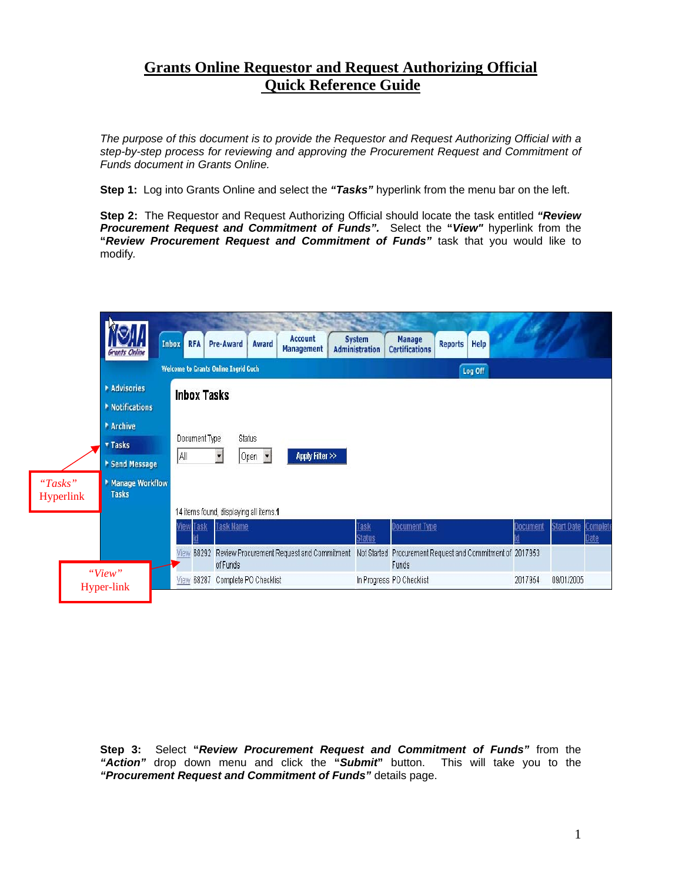# Grants Online Requestor and Request Authorizing Official Quick Reference Guide

*The purpose of this document is to provide the Requestor and Request Authorizing Official with a step-by-step process for reviewing and approving the Procurement Request and Commitment of Funds document in Grants Online.*

**Step 1:** Log into Grants Online and select the ***"Tasks"*** hyperlink from the menu bar on the left.

**Step 2:** The Requestor and Request Authorizing Official should locate the task entitled ***"Review Procurement Request and Commitment of Funds".*** Select the **"*View"*** hyperlink from the **"*Review Procurement Request and Commitment of Funds"*** task that you would like to modify.

**Step 3:** Select **"*Review Procurement Request and Commitment of Funds"*** from the ***"Action"*** drop down menu and click the **"*Submit*"** button. This will take you to the ***"Procurement Request and Commitment of Funds"*** details page.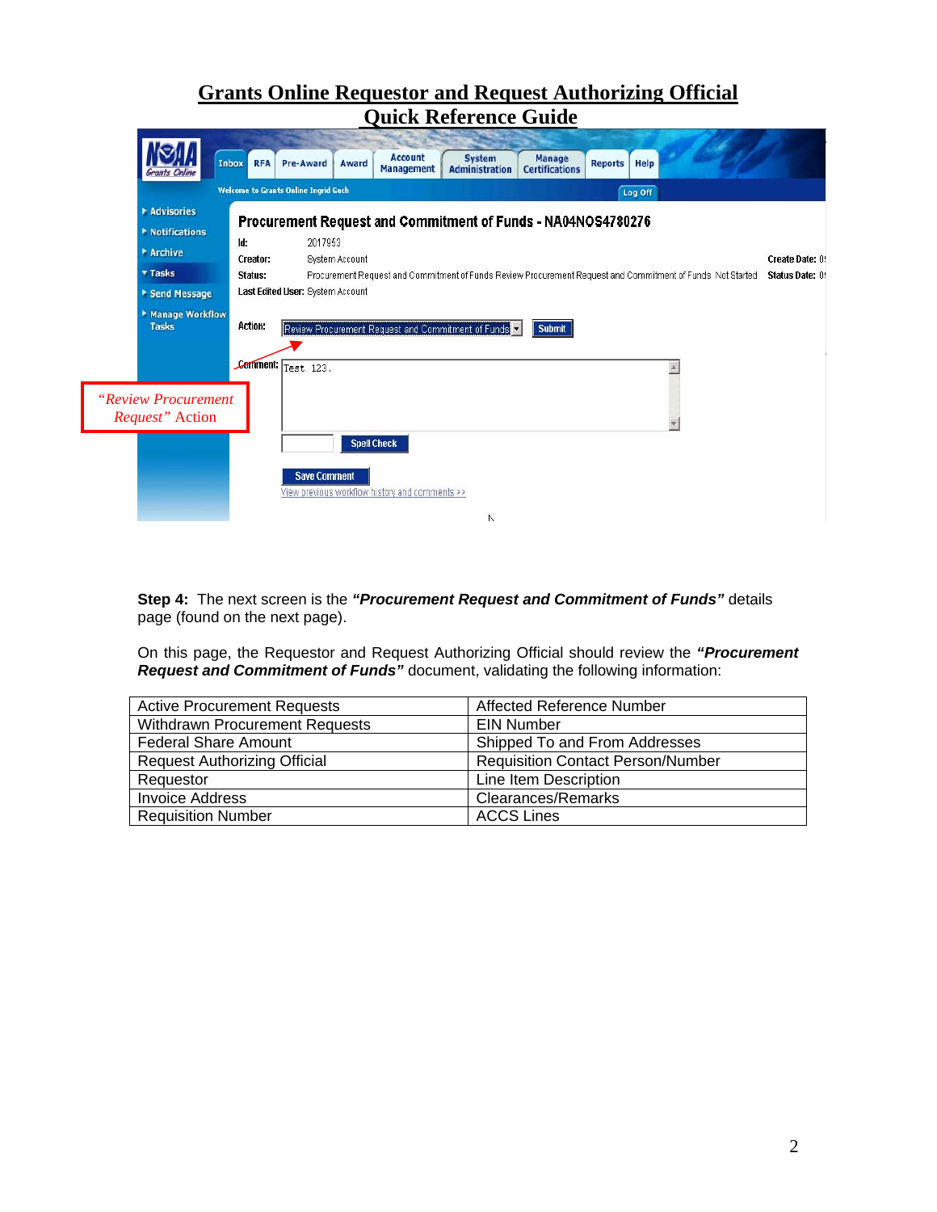# Grants Online Requestor and Request Authorizing Official Quick Reference Guide

"Review Procurement Request" Action

**Step 4:** The next screen is the ***"Procurement Request and Commitment of Funds"*** details page (found on the next page).

On this page, the Requestor and Request Authorizing Official should review the ***"Procurement Request and Commitment of Funds"*** document, validating the following information:

| | |
|---|---|
| Active Procurement Requests | Affected Reference Number |
| Withdrawn Procurement Requests | EIN Number |
| Federal Share Amount | Shipped To and From Addresses |
| Request Authorizing Official | Requisition Contact Person/Number |
| Requestor | Line Item Description |
| Invoice Address | Clearances/Remarks |
| Requisition Number | ACCS Lines |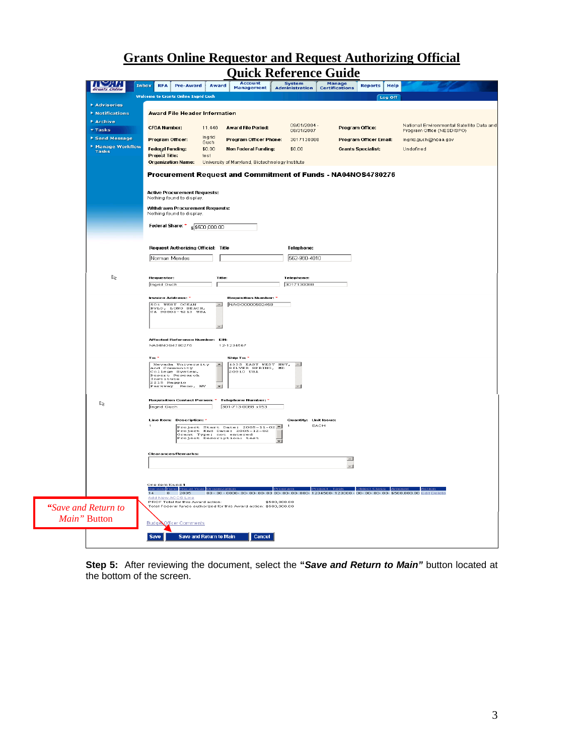# Grants Online Requestor and Request Authorizing Official Quick Reference Guide

Inbox | RFA | Pre-Award | Award | Account Management | System Administration | Manage Certifications | Reports | Help

Welcome to Grants Online Ingrid Guch

Log Off

- Advisories
- Notifications
- Archive
- Tasks
- Send Message
- Manage Workflow Tasks

**Award File Header Information**

| | | | | | |
|---|---|---|---|---|---|
| CFDA Number: | 11.440 | Award File Period: | 09/01/2004 - 08/31/2007 | Program Office: | National Environmental Satellite Data and Program Office (NESDISPO) |
| Program Officer: | Ingrid Guch | Program Officer Phone: | 3017130088 | Program Officer Email: | ingrid.guch@noaa.gov |
| Federal Funding: | $0.00 | Non Federal Funding: | $0.00 | Grants Specialist: | Undefined |
| Project Title: | test | | | | |
| Organization Name: | University of Maryland, Biotechnology Institute | | | | |

**Procurement Request and Commitment of Funds - NA04NOS4780276**

**Active Procurement Requests:**
Nothing found to display.

**Withdrawn Procurement Requests:**
Nothing found to display.

Federal Share: * $ $500,000.00

Request Authorizing Official: Norman Mendes | Title: | Telephone: 562-980-4010

Requestor: Ingrid Guch | Title: | Telephone: 3017130088

Invoice Address: * 501 WEST OCEAN BVLD, LONG BEACH, CA 90802-4213 USA

Requisition Number: * NAGC000502468

Affected Reference Number: NA04NOS4780276 | EIN: 12-1234567

To: * Nevada University and Community College System, Desert Research Institute 2215 Raggio Parkway Reno, NV

Ship To: * 1335 EAST WEST HWY, SILVER SPRING, MD 20910 USA

Requisition Contact Person: * Ingrid Guch | Telephone Number: * 301-713-0088 x153

Line Item: 1 | Description: * Project Start Date: 2005-11-02 Project End Date: 2005-12-02 Grant Type: not entered Project Description: test | Quantity: 1 | Unit Issue: EACH

Clearances/Remarks:

One item found.1

| Bureau | Fund | Fiscal Year | Organization | Program | Project - Task | Object Class | Amount | Action |
|---|---|---|---|---|---|---|---|---|
| 14 | 0 | 2005 | 00- 00- 0000- 00- 00- 00- 00 | 00- 00- 00- 000- | 1234500- 123000 | 00- 00- 00- 00 | $500,000.00 | Edit Delete |

Add New ACCS Line

PRCF Total for this Award action: $500,000.00
Total Federal funds authorized for this Award action: $500,000.00

Budget Officer Comments

Save | Save and Return to Main | Cancel

*"Save and Return to Main"* Button

**Step 5:** After reviewing the document, select the **"*Save and Return to Main*"** button located at the bottom of the screen.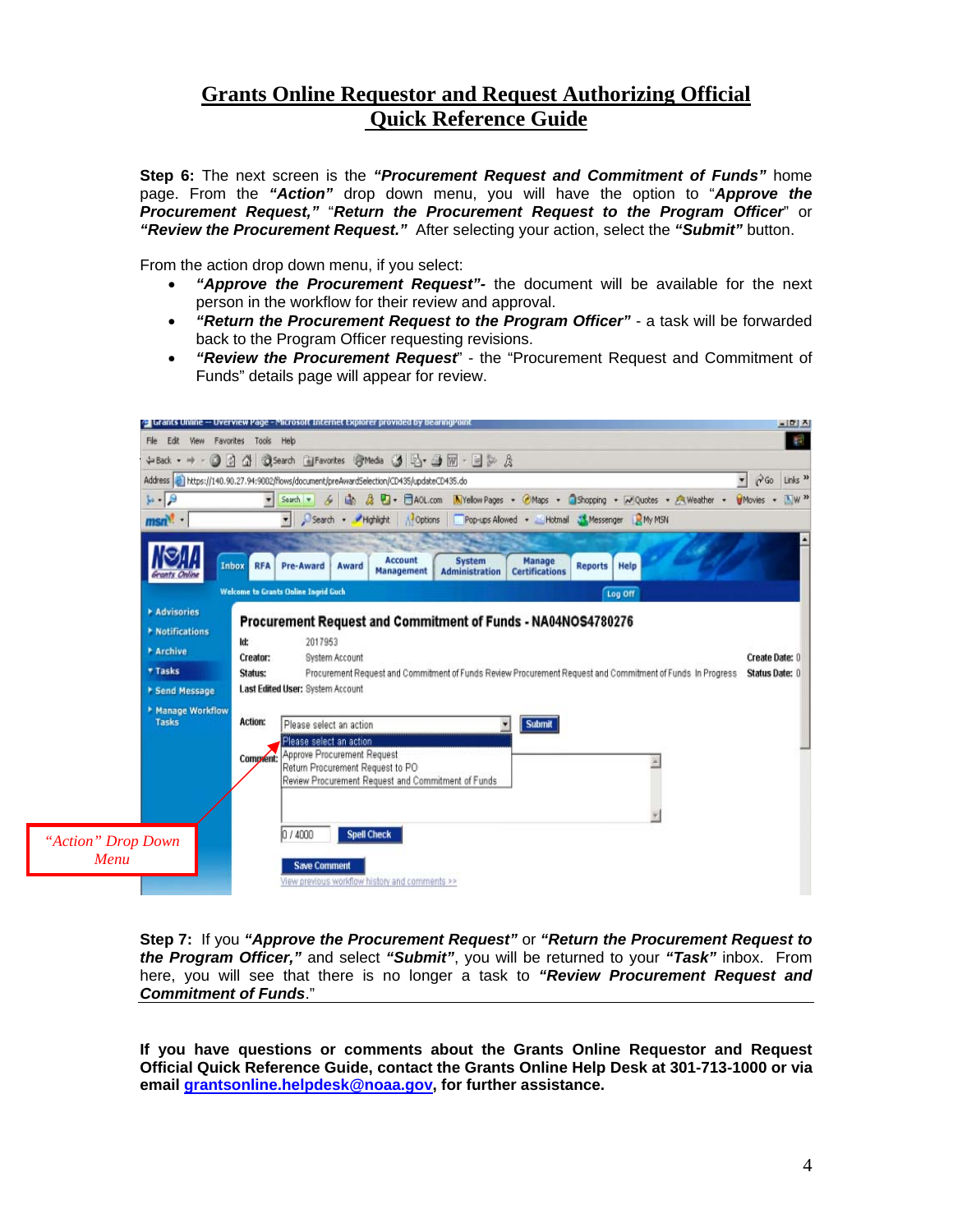# Grants Online Requestor and Request Authorizing Official Quick Reference Guide

**Step 6:** The next screen is the ***"Procurement Request and Commitment of Funds"*** home page. From the ***"Action"*** drop down menu, you will have the option to "***Approve the Procurement Request,"*** "***Return the Procurement Request to the Program Officer***" or ***"Review the Procurement Request."*** After selecting your action, select the ***"Submit"*** button.

From the action drop down menu, if you select:

- ***"Approve the Procurement Request"-*** the document will be available for the next person in the workflow for their review and approval.
- ***"Return the Procurement Request to the Program Officer"*** - a task will be forwarded back to the Program Officer requesting revisions.
- ***"Review the Procurement Request***" - the "Procurement Request and Commitment of Funds" details page will appear for review.

*"Action" Drop Down Menu*

**Step 7:** If you ***"Approve the Procurement Request"*** or ***"Return the Procurement Request to the Program Officer,"*** and select ***"Submit"***, you will be returned to your ***"Task"*** inbox. From here, you will see that there is no longer a task to ***"Review Procurement Request and Commitment of Funds***."

**If you have questions or comments about the Grants Online Requestor and Request Official Quick Reference Guide, contact the Grants Online Help Desk at 301-713-1000 or via email grantsonline.helpdesk@noaa.gov, for further assistance.**